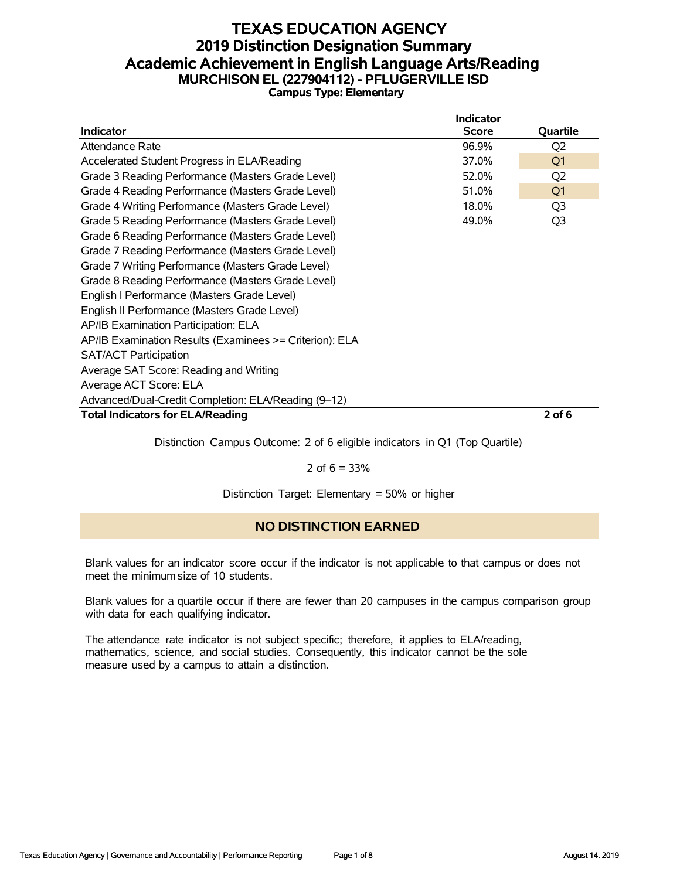# TEXAS EDUCATION AGENCY
# 2019 Distinction Designation Summary
# Academic Achievement in English Language Arts/Reading
## MURCHISON EL (227904112) - PFLUGERVILLE ISD
### Campus Type: Elementary

| Indicator | Indicator Score | Quartile |
|---|---|---|
| Attendance Rate | 96.9% | Q2 |
| Accelerated Student Progress in ELA/Reading | 37.0% | Q1 |
| Grade 3 Reading Performance (Masters Grade Level) | 52.0% | Q2 |
| Grade 4 Reading Performance (Masters Grade Level) | 51.0% | Q1 |
| Grade 4 Writing Performance (Masters Grade Level) | 18.0% | Q3 |
| Grade 5 Reading Performance (Masters Grade Level) | 49.0% | Q3 |
| Grade 6 Reading Performance (Masters Grade Level) | | |
| Grade 7 Reading Performance (Masters Grade Level) | | |
| Grade 7 Writing Performance (Masters Grade Level) | | |
| Grade 8 Reading Performance (Masters Grade Level) | | |
| English I Performance (Masters Grade Level) | | |
| English II Performance (Masters Grade Level) | | |
| AP/IB Examination Participation: ELA | | |
| AP/IB Examination Results (Examinees >= Criterion): ELA | | |
| SAT/ACT Participation | | |
| Average SAT Score: Reading and Writing | | |
| Average ACT Score: ELA | | |
| Advanced/Dual-Credit Completion: ELA/Reading (9–12) | | |
| **Total Indicators for ELA/Reading** | | **2 of 6** |

Distinction Campus Outcome: 2 of 6 eligible indicators in Q1 (Top Quartile)

2 of 6 = 33%

Distinction Target: Elementary = 50% or higher

## NO DISTINCTION EARNED

Blank values for an indicator score occur if the indicator is not applicable to that campus or does not meet the minimum size of 10 students.

Blank values for a quartile occur if there are fewer than 20 campuses in the campus comparison group with data for each qualifying indicator.

The attendance rate indicator is not subject specific; therefore, it applies to ELA/reading, mathematics, science, and social studies. Consequently, this indicator cannot be the sole measure used by a campus to attain a distinction.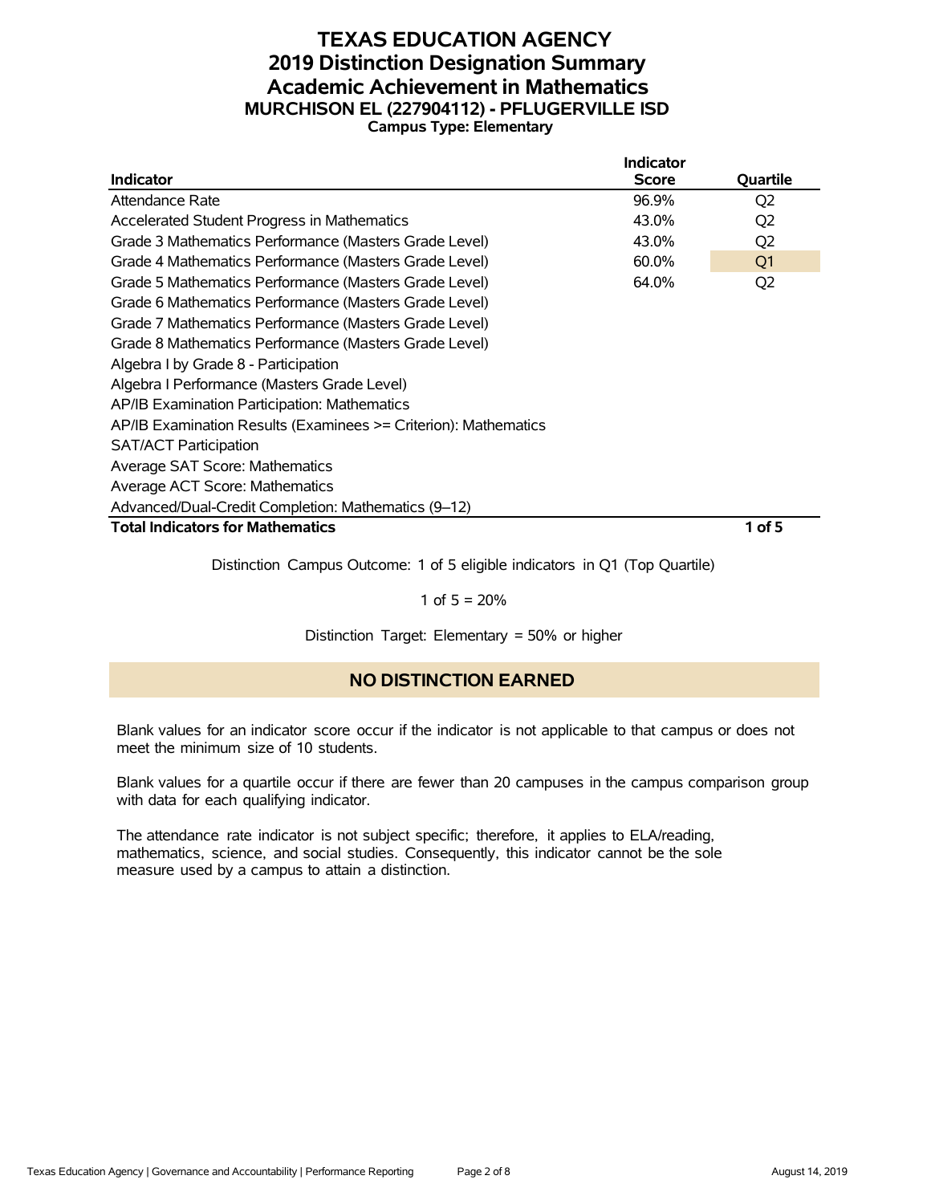# TEXAS EDUCATION AGENCY
## 2019 Distinction Designation Summary
## Academic Achievement in Mathematics
### MURCHISON EL (227904112) - PFLUGERVILLE ISD
**Campus Type: Elementary**

| Indicator | Indicator Score | Quartile |
|---|---|---|
| Attendance Rate | 96.9% | Q2 |
| Accelerated Student Progress in Mathematics | 43.0% | Q2 |
| Grade 3 Mathematics Performance (Masters Grade Level) | 43.0% | Q2 |
| Grade 4 Mathematics Performance (Masters Grade Level) | 60.0% | Q1 |
| Grade 5 Mathematics Performance (Masters Grade Level) | 64.0% | Q2 |
| Grade 6 Mathematics Performance (Masters Grade Level) | | |
| Grade 7 Mathematics Performance (Masters Grade Level) | | |
| Grade 8 Mathematics Performance (Masters Grade Level) | | |
| Algebra I by Grade 8 - Participation | | |
| Algebra I Performance (Masters Grade Level) | | |
| AP/IB Examination Participation: Mathematics | | |
| AP/IB Examination Results (Examinees >= Criterion): Mathematics | | |
| SAT/ACT Participation | | |
| Average SAT Score: Mathematics | | |
| Average ACT Score: Mathematics | | |
| Advanced/Dual-Credit Completion: Mathematics (9–12) | | |
| **Total Indicators for Mathematics** | | **1 of 5** |

Distinction Campus Outcome: 1 of 5 eligible indicators in Q1 (Top Quartile)

1 of 5 = 20%

Distinction Target: Elementary = 50% or higher

## NO DISTINCTION EARNED

Blank values for an indicator score occur if the indicator is not applicable to that campus or does not meet the minimum size of 10 students.

Blank values for a quartile occur if there are fewer than 20 campuses in the campus comparison group with data for each qualifying indicator.

The attendance rate indicator is not subject specific; therefore, it applies to ELA/reading, mathematics, science, and social studies. Consequently, this indicator cannot be the sole measure used by a campus to attain a distinction.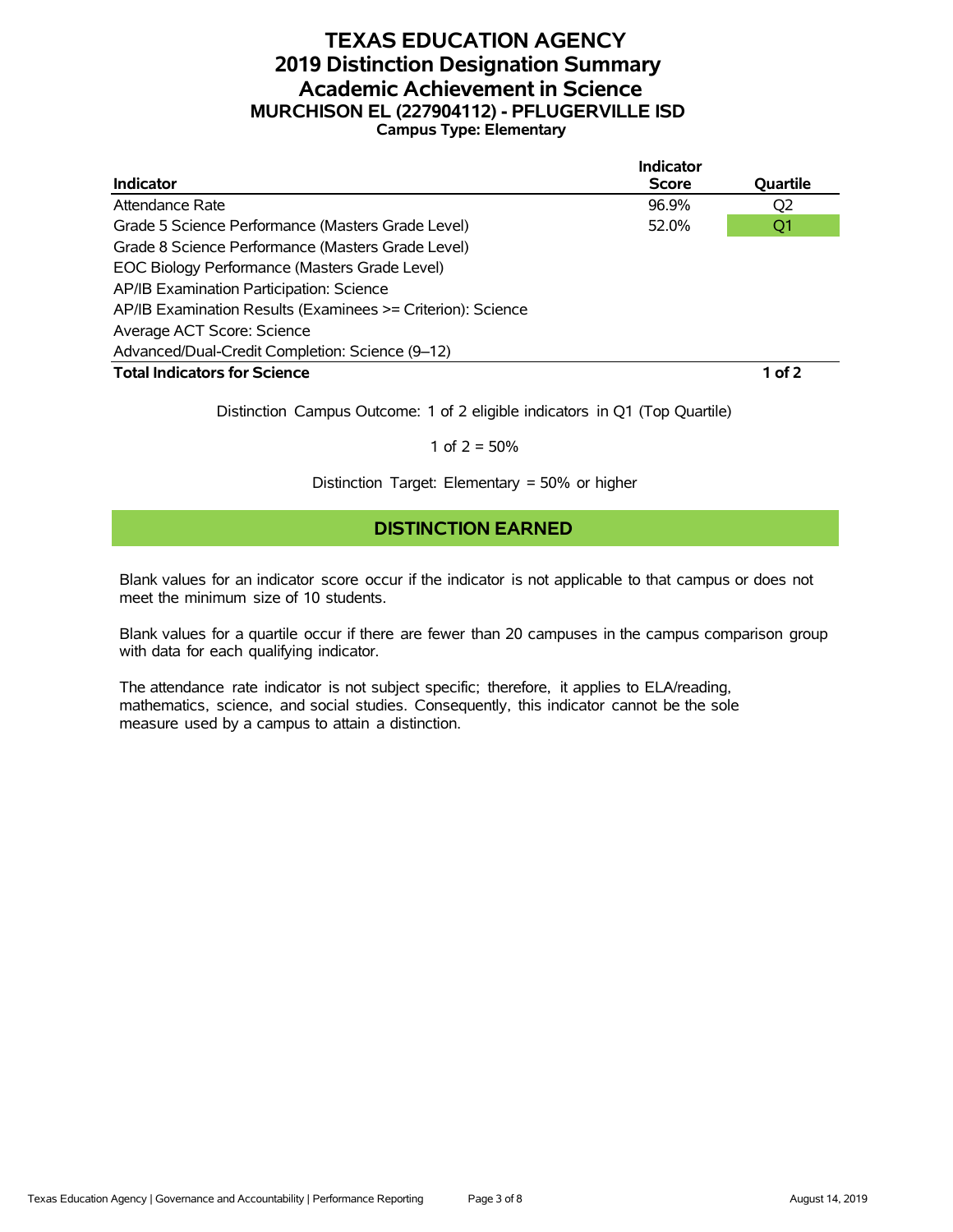# TEXAS EDUCATION AGENCY
# 2019 Distinction Designation Summary
# Academic Achievement in Science
## MURCHISON EL (227904112) - PFLUGERVILLE ISD
### Campus Type: Elementary

| Indicator | Indicator Score | Quartile |
|---|---|---|
| Attendance Rate | 96.9% | Q2 |
| Grade 5 Science Performance (Masters Grade Level) | 52.0% | Q1 |
| Grade 8 Science Performance (Masters Grade Level) | | |
| EOC Biology Performance (Masters Grade Level) | | |
| AP/IB Examination Participation: Science | | |
| AP/IB Examination Results (Examinees >= Criterion): Science | | |
| Average ACT Score: Science | | |
| Advanced/Dual-Credit Completion: Science (9–12) | | |
| **Total Indicators for Science** | | **1 of 2** |

Distinction Campus Outcome: 1 of 2 eligible indicators in Q1 (Top Quartile)

1 of 2 = 50%

Distinction Target: Elementary = 50% or higher

**DISTINCTION EARNED**

Blank values for an indicator score occur if the indicator is not applicable to that campus or does not meet the minimum size of 10 students.

Blank values for a quartile occur if there are fewer than 20 campuses in the campus comparison group with data for each qualifying indicator.

The attendance rate indicator is not subject specific; therefore, it applies to ELA/reading, mathematics, science, and social studies. Consequently, this indicator cannot be the sole measure used by a campus to attain a distinction.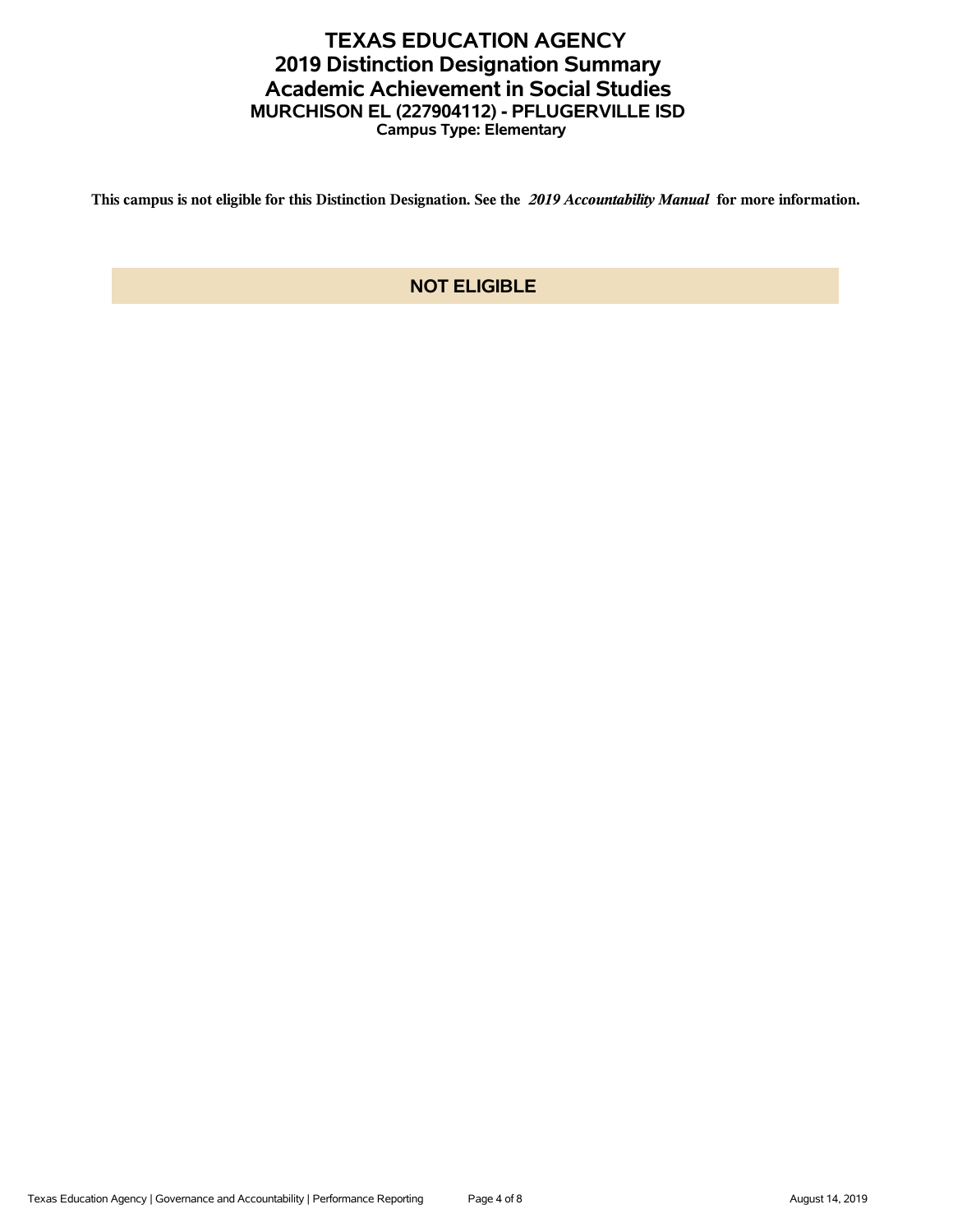# TEXAS EDUCATION AGENCY
## 2019 Distinction Designation Summary
## Academic Achievement in Social Studies
### MURCHISON EL (227904112) - PFLUGERVILLE ISD
**Campus Type: Elementary**

**This campus is not eligible for this Distinction Designation. See the *2019 Accountability Manual* for more information.**

**NOT ELIGIBLE**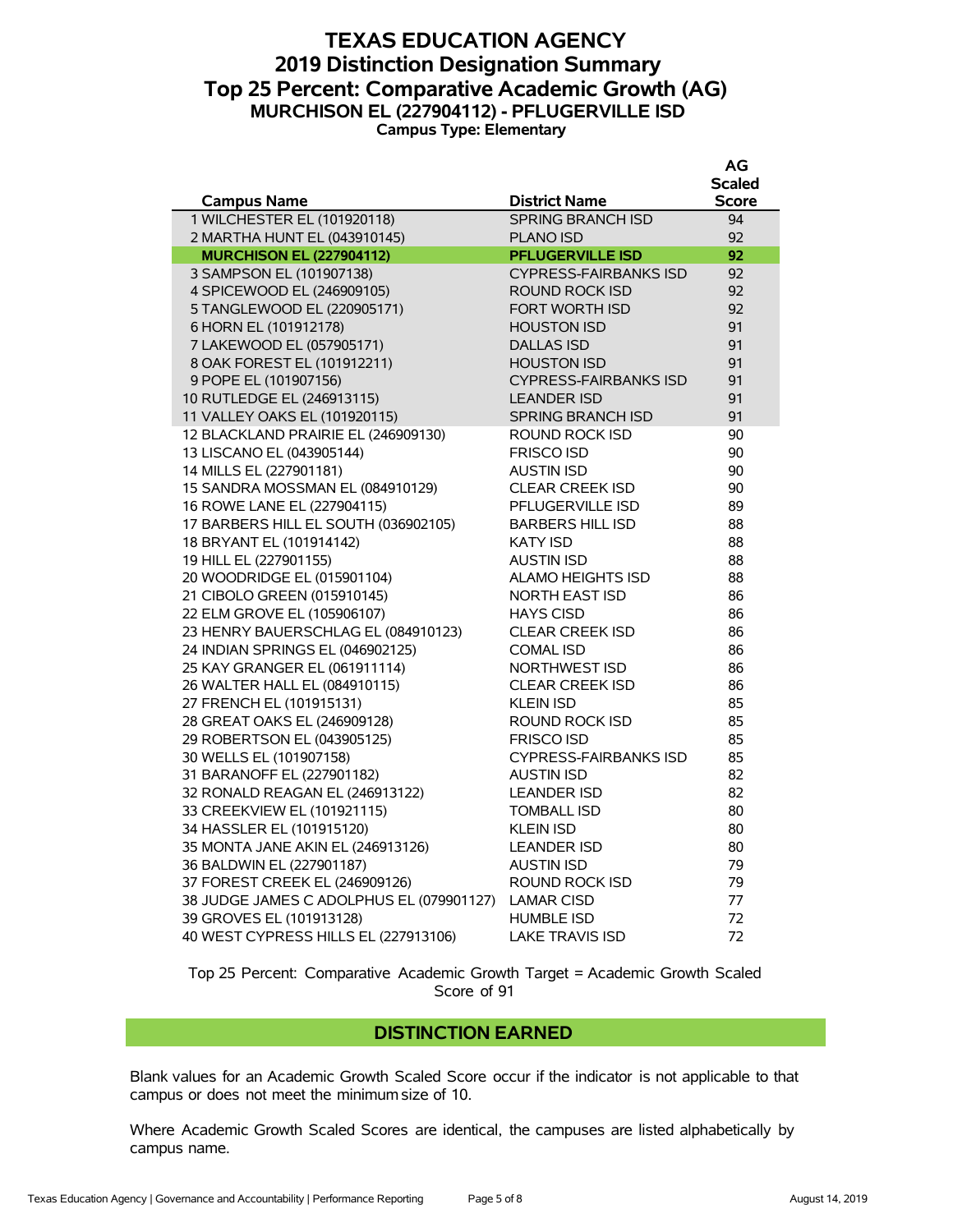# TEXAS EDUCATION AGENCY
## 2019 Distinction Designation Summary
## Top 25 Percent: Comparative Academic Growth (AG)
### MURCHISON EL (227904112) - PFLUGERVILLE ISD
**Campus Type: Elementary**

| Campus Name | District Name | AG Scaled Score |
|---|---|---|
| 1 WILCHESTER EL (101920118) | SPRING BRANCH ISD | 94 |
| 2 MARTHA HUNT EL (043910145) | PLANO ISD | 92 |
| **MURCHISON EL (227904112)** | **PFLUGERVILLE ISD** | **92** |
| 3 SAMPSON EL (101907138) | CYPRESS-FAIRBANKS ISD | 92 |
| 4 SPICEWOOD EL (246909105) | ROUND ROCK ISD | 92 |
| 5 TANGLEWOOD EL (220905171) | FORT WORTH ISD | 92 |
| 6 HORN EL (101912178) | HOUSTON ISD | 91 |
| 7 LAKEWOOD EL (057905171) | DALLAS ISD | 91 |
| 8 OAK FOREST EL (101912211) | HOUSTON ISD | 91 |
| 9 POPE EL (101907156) | CYPRESS-FAIRBANKS ISD | 91 |
| 10 RUTLEDGE EL (246913115) | LEANDER ISD | 91 |
| 11 VALLEY OAKS EL (101920115) | SPRING BRANCH ISD | 91 |
| 12 BLACKLAND PRAIRIE EL (246909130) | ROUND ROCK ISD | 90 |
| 13 LISCANO EL (043905144) | FRISCO ISD | 90 |
| 14 MILLS EL (227901181) | AUSTIN ISD | 90 |
| 15 SANDRA MOSSMAN EL (084910129) | CLEAR CREEK ISD | 90 |
| 16 ROWE LANE EL (227904115) | PFLUGERVILLE ISD | 89 |
| 17 BARBERS HILL EL SOUTH (036902105) | BARBERS HILL ISD | 88 |
| 18 BRYANT EL (101914142) | KATY ISD | 88 |
| 19 HILL EL (227901155) | AUSTIN ISD | 88 |
| 20 WOODRIDGE EL (015901104) | ALAMO HEIGHTS ISD | 88 |
| 21 CIBOLO GREEN (015910145) | NORTH EAST ISD | 86 |
| 22 ELM GROVE EL (105906107) | HAYS CISD | 86 |
| 23 HENRY BAUERSCHLAG EL (084910123) | CLEAR CREEK ISD | 86 |
| 24 INDIAN SPRINGS EL (046902125) | COMAL ISD | 86 |
| 25 KAY GRANGER EL (061911114) | NORTHWEST ISD | 86 |
| 26 WALTER HALL EL (084910115) | CLEAR CREEK ISD | 86 |
| 27 FRENCH EL (101915131) | KLEIN ISD | 85 |
| 28 GREAT OAKS EL (246909128) | ROUND ROCK ISD | 85 |
| 29 ROBERTSON EL (043905125) | FRISCO ISD | 85 |
| 30 WELLS EL (101907158) | CYPRESS-FAIRBANKS ISD | 85 |
| 31 BARANOFF EL (227901182) | AUSTIN ISD | 82 |
| 32 RONALD REAGAN EL (246913122) | LEANDER ISD | 82 |
| 33 CREEKVIEW EL (101921115) | TOMBALL ISD | 80 |
| 34 HASSLER EL (101915120) | KLEIN ISD | 80 |
| 35 MONTA JANE AKIN EL (246913126) | LEANDER ISD | 80 |
| 36 BALDWIN EL (227901187) | AUSTIN ISD | 79 |
| 37 FOREST CREEK EL (246909126) | ROUND ROCK ISD | 79 |
| 38 JUDGE JAMES C ADOLPHUS EL (079901127) | LAMAR CISD | 77 |
| 39 GROVES EL (101913128) | HUMBLE ISD | 72 |
| 40 WEST CYPRESS HILLS EL (227913106) | LAKE TRAVIS ISD | 72 |

Top 25 Percent: Comparative Academic Growth Target = Academic Growth Scaled Score of 91

**DISTINCTION EARNED**

Blank values for an Academic Growth Scaled Score occur if the indicator is not applicable to that campus or does not meet the minimum size of 10.

Where Academic Growth Scaled Scores are identical, the campuses are listed alphabetically by campus name.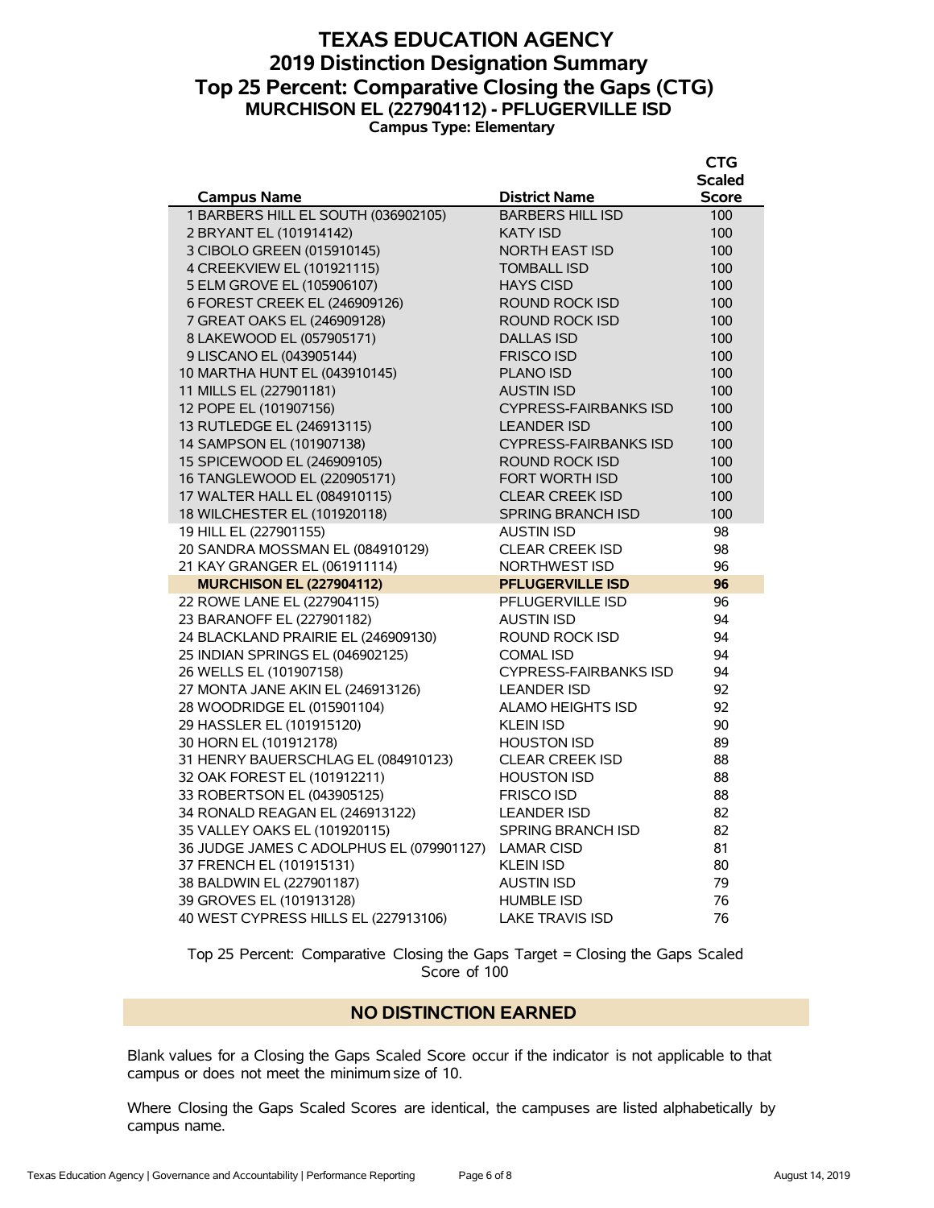# TEXAS EDUCATION AGENCY
## 2019 Distinction Designation Summary
## Top 25 Percent: Comparative Closing the Gaps (CTG)
### MURCHISON EL (227904112) - PFLUGERVILLE ISD
**Campus Type: Elementary**

| Campus Name | District Name | CTG Scaled Score |
|---|---|---|
| 1 BARBERS HILL EL SOUTH (036902105) | BARBERS HILL ISD | 100 |
| 2 BRYANT EL (101914142) | KATY ISD | 100 |
| 3 CIBOLO GREEN (015910145) | NORTH EAST ISD | 100 |
| 4 CREEKVIEW EL (101921115) | TOMBALL ISD | 100 |
| 5 ELM GROVE EL (105906107) | HAYS CISD | 100 |
| 6 FOREST CREEK EL (246909126) | ROUND ROCK ISD | 100 |
| 7 GREAT OAKS EL (246909128) | ROUND ROCK ISD | 100 |
| 8 LAKEWOOD EL (057905171) | DALLAS ISD | 100 |
| 9 LISCANO EL (043905144) | FRISCO ISD | 100 |
| 10 MARTHA HUNT EL (043910145) | PLANO ISD | 100 |
| 11 MILLS EL (227901181) | AUSTIN ISD | 100 |
| 12 POPE EL (101907156) | CYPRESS-FAIRBANKS ISD | 100 |
| 13 RUTLEDGE EL (246913115) | LEANDER ISD | 100 |
| 14 SAMPSON EL (101907138) | CYPRESS-FAIRBANKS ISD | 100 |
| 15 SPICEWOOD EL (246909105) | ROUND ROCK ISD | 100 |
| 16 TANGLEWOOD EL (220905171) | FORT WORTH ISD | 100 |
| 17 WALTER HALL EL (084910115) | CLEAR CREEK ISD | 100 |
| 18 WILCHESTER EL (101920118) | SPRING BRANCH ISD | 100 |
| 19 HILL EL (227901155) | AUSTIN ISD | 98 |
| 20 SANDRA MOSSMAN EL (084910129) | CLEAR CREEK ISD | 98 |
| 21 KAY GRANGER EL (061911114) | NORTHWEST ISD | 96 |
| **MURCHISON EL (227904112)** | **PFLUGERVILLE ISD** | **96** |
| 22 ROWE LANE EL (227904115) | PFLUGERVILLE ISD | 96 |
| 23 BARANOFF EL (227901182) | AUSTIN ISD | 94 |
| 24 BLACKLAND PRAIRIE EL (246909130) | ROUND ROCK ISD | 94 |
| 25 INDIAN SPRINGS EL (046902125) | COMAL ISD | 94 |
| 26 WELLS EL (101907158) | CYPRESS-FAIRBANKS ISD | 94 |
| 27 MONTA JANE AKIN EL (246913126) | LEANDER ISD | 92 |
| 28 WOODRIDGE EL (015901104) | ALAMO HEIGHTS ISD | 92 |
| 29 HASSLER EL (101915120) | KLEIN ISD | 90 |
| 30 HORN EL (101912178) | HOUSTON ISD | 89 |
| 31 HENRY BAUERSCHLAG EL (084910123) | CLEAR CREEK ISD | 88 |
| 32 OAK FOREST EL (101912211) | HOUSTON ISD | 88 |
| 33 ROBERTSON EL (043905125) | FRISCO ISD | 88 |
| 34 RONALD REAGAN EL (246913122) | LEANDER ISD | 82 |
| 35 VALLEY OAKS EL (101920115) | SPRING BRANCH ISD | 82 |
| 36 JUDGE JAMES C ADOLPHUS EL (079901127) | LAMAR CISD | 81 |
| 37 FRENCH EL (101915131) | KLEIN ISD | 80 |
| 38 BALDWIN EL (227901187) | AUSTIN ISD | 79 |
| 39 GROVES EL (101913128) | HUMBLE ISD | 76 |
| 40 WEST CYPRESS HILLS EL (227913106) | LAKE TRAVIS ISD | 76 |

Top 25 Percent: Comparative Closing the Gaps Target = Closing the Gaps Scaled Score of 100

**NO DISTINCTION EARNED**

Blank values for a Closing the Gaps Scaled Score occur if the indicator is not applicable to that campus or does not meet the minimum size of 10.

Where Closing the Gaps Scaled Scores are identical, the campuses are listed alphabetically by campus name.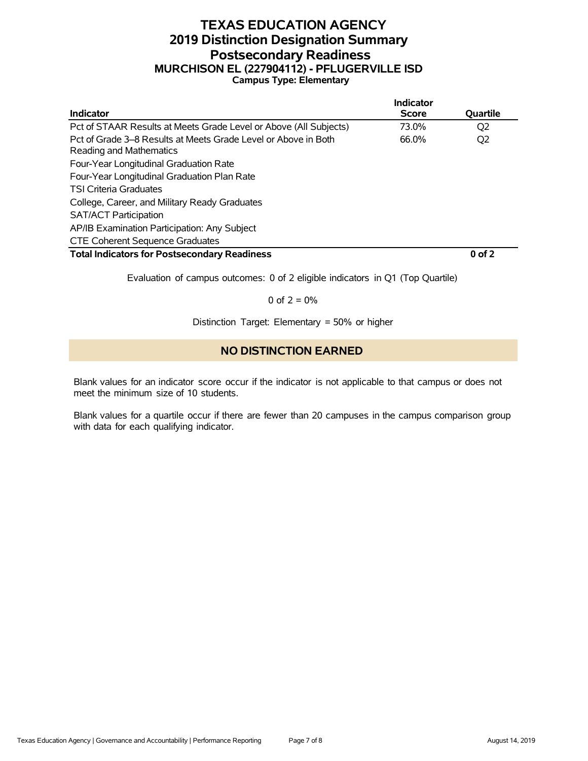# TEXAS EDUCATION AGENCY
## 2019 Distinction Designation Summary
## Postsecondary Readiness
### MURCHISON EL (227904112) - PFLUGERVILLE ISD
**Campus Type: Elementary**

| Indicator | Indicator Score | Quartile |
|---|---|---|
| Pct of STAAR Results at Meets Grade Level or Above (All Subjects) | 73.0% | Q2 |
| Pct of Grade 3–8 Results at Meets Grade Level or Above in Both Reading and Mathematics | 66.0% | Q2 |
| Four-Year Longitudinal Graduation Rate | | |
| Four-Year Longitudinal Graduation Plan Rate | | |
| TSI Criteria Graduates | | |
| College, Career, and Military Ready Graduates | | |
| SAT/ACT Participation | | |
| AP/IB Examination Participation: Any Subject | | |
| CTE Coherent Sequence Graduates | | |
| **Total Indicators for Postsecondary Readiness** | | **0 of 2** |

Evaluation of campus outcomes: 0 of 2 eligible indicators in Q1 (Top Quartile)

0 of 2 = 0%

Distinction Target: Elementary = 50% or higher

**NO DISTINCTION EARNED**

Blank values for an indicator score occur if the indicator is not applicable to that campus or does not meet the minimum size of 10 students.

Blank values for a quartile occur if there are fewer than 20 campuses in the campus comparison group with data for each qualifying indicator.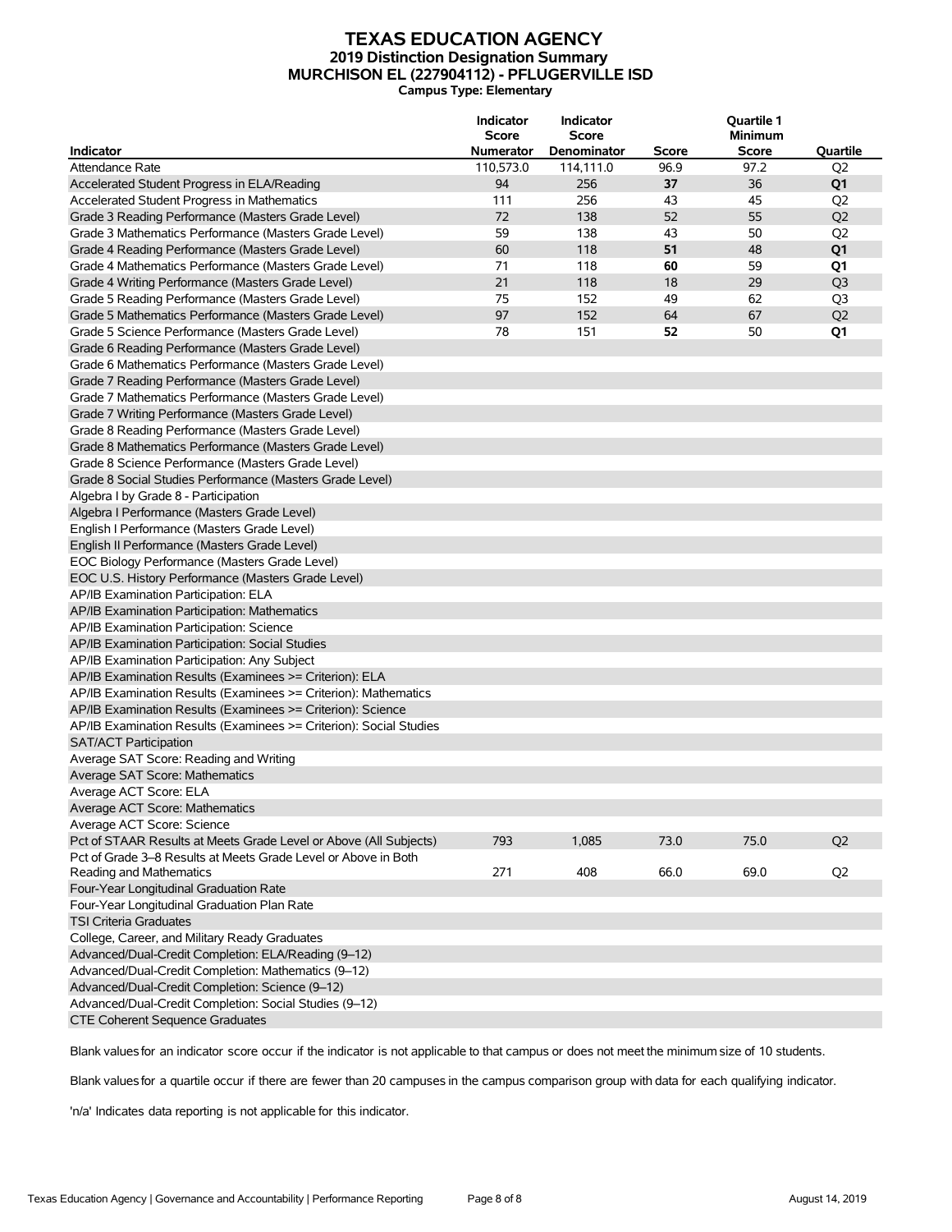# TEXAS EDUCATION AGENCY

## 2019 Distinction Designation Summary

### MURCHISON EL (227904112) - PFLUGERVILLE ISD

**Campus Type: Elementary**

| Indicator | Indicator Score Numerator | Indicator Score Denominator | Score | Quartile 1 Minimum Score | Quartile |
|---|---|---|---|---|---|
| Attendance Rate | 110,573.0 | 114,111.0 | 96.9 | 97.2 | Q2 |
| Accelerated Student Progress in ELA/Reading | 94 | 256 | **37** | 36 | **Q1** |
| Accelerated Student Progress in Mathematics | 111 | 256 | 43 | 45 | Q2 |
| Grade 3 Reading Performance (Masters Grade Level) | 72 | 138 | 52 | 55 | Q2 |
| Grade 3 Mathematics Performance (Masters Grade Level) | 59 | 138 | 43 | 50 | Q2 |
| Grade 4 Reading Performance (Masters Grade Level) | 60 | 118 | **51** | 48 | **Q1** |
| Grade 4 Mathematics Performance (Masters Grade Level) | 71 | 118 | **60** | 59 | **Q1** |
| Grade 4 Writing Performance (Masters Grade Level) | 21 | 118 | 18 | 29 | Q3 |
| Grade 5 Reading Performance (Masters Grade Level) | 75 | 152 | 49 | 62 | Q3 |
| Grade 5 Mathematics Performance (Masters Grade Level) | 97 | 152 | 64 | 67 | Q2 |
| Grade 5 Science Performance (Masters Grade Level) | 78 | 151 | **52** | 50 | **Q1** |
| Grade 6 Reading Performance (Masters Grade Level) | | | | | |
| Grade 6 Mathematics Performance (Masters Grade Level) | | | | | |
| Grade 7 Reading Performance (Masters Grade Level) | | | | | |
| Grade 7 Mathematics Performance (Masters Grade Level) | | | | | |
| Grade 7 Writing Performance (Masters Grade Level) | | | | | |
| Grade 8 Reading Performance (Masters Grade Level) | | | | | |
| Grade 8 Mathematics Performance (Masters Grade Level) | | | | | |
| Grade 8 Science Performance (Masters Grade Level) | | | | | |
| Grade 8 Social Studies Performance (Masters Grade Level) | | | | | |
| Algebra I by Grade 8 - Participation | | | | | |
| Algebra I Performance (Masters Grade Level) | | | | | |
| English I Performance (Masters Grade Level) | | | | | |
| English II Performance (Masters Grade Level) | | | | | |
| EOC Biology Performance (Masters Grade Level) | | | | | |
| EOC U.S. History Performance (Masters Grade Level) | | | | | |
| AP/IB Examination Participation: ELA | | | | | |
| AP/IB Examination Participation: Mathematics | | | | | |
| AP/IB Examination Participation: Science | | | | | |
| AP/IB Examination Participation: Social Studies | | | | | |
| AP/IB Examination Participation: Any Subject | | | | | |
| AP/IB Examination Results (Examinees >= Criterion): ELA | | | | | |
| AP/IB Examination Results (Examinees >= Criterion): Mathematics | | | | | |
| AP/IB Examination Results (Examinees >= Criterion): Science | | | | | |
| AP/IB Examination Results (Examinees >= Criterion): Social Studies | | | | | |
| SAT/ACT Participation | | | | | |
| Average SAT Score: Reading and Writing | | | | | |
| Average SAT Score: Mathematics | | | | | |
| Average ACT Score: ELA | | | | | |
| Average ACT Score: Mathematics | | | | | |
| Average ACT Score: Science | | | | | |
| Pct of STAAR Results at Meets Grade Level or Above (All Subjects) | 793 | 1,085 | 73.0 | 75.0 | Q2 |
| Pct of Grade 3–8 Results at Meets Grade Level or Above in Both Reading and Mathematics | 271 | 408 | 66.0 | 69.0 | Q2 |
| Four-Year Longitudinal Graduation Rate | | | | | |
| Four-Year Longitudinal Graduation Plan Rate | | | | | |
| TSI Criteria Graduates | | | | | |
| College, Career, and Military Ready Graduates | | | | | |
| Advanced/Dual-Credit Completion: ELA/Reading (9–12) | | | | | |
| Advanced/Dual-Credit Completion: Mathematics (9–12) | | | | | |
| Advanced/Dual-Credit Completion: Science (9–12) | | | | | |
| Advanced/Dual-Credit Completion: Social Studies (9–12) | | | | | |
| CTE Coherent Sequence Graduates | | | | | |

Blank values for an indicator score occur if the indicator is not applicable to that campus or does not meet the minimum size of 10 students.

Blank values for a quartile occur if there are fewer than 20 campuses in the campus comparison group with data for each qualifying indicator.

'n/a' Indicates data reporting is not applicable for this indicator.